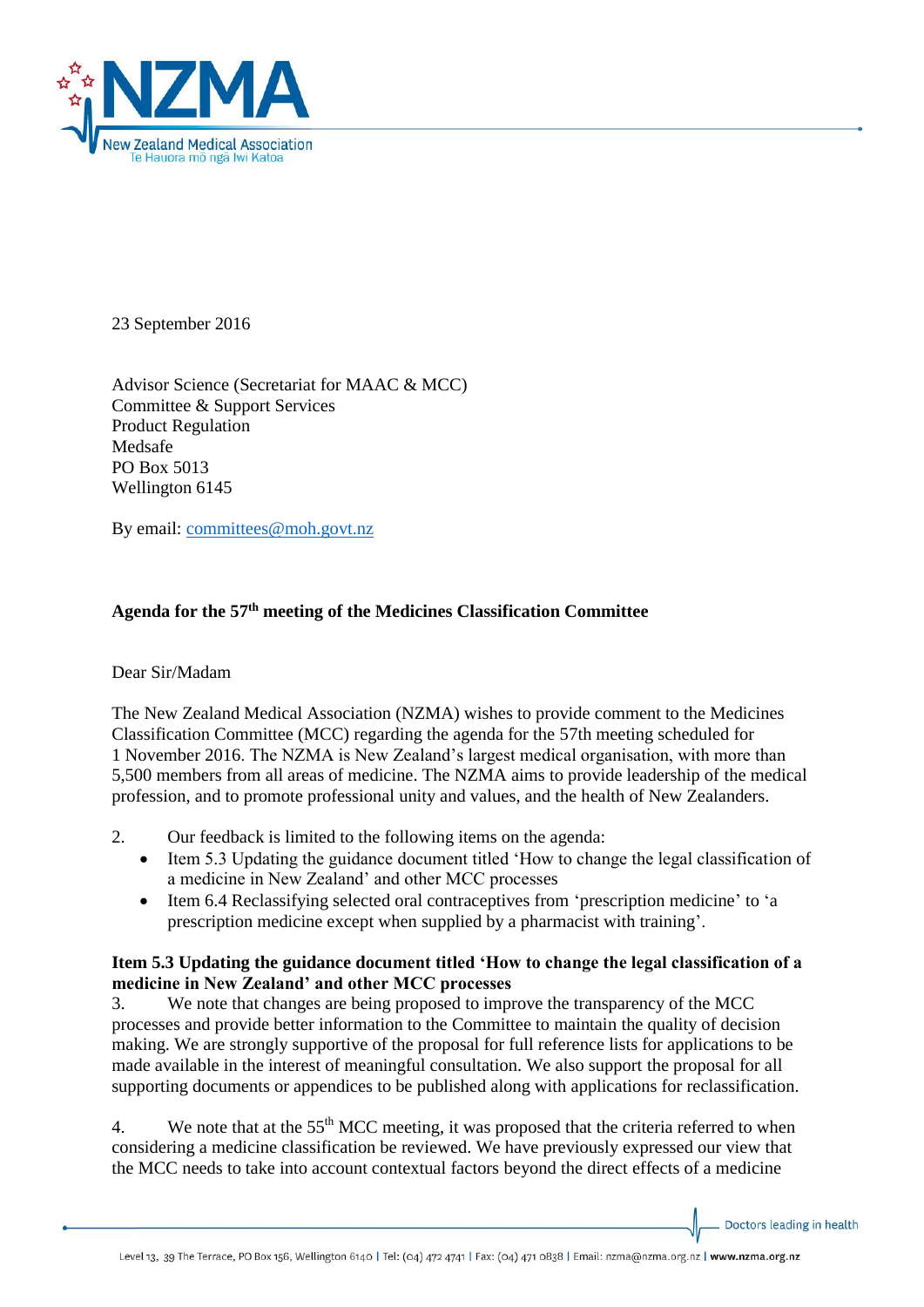23 September 2016

Advisor Science (Secretariat for MAAC & MCC)
Committee & Support Services
Product Regulation
Medsafe
PO Box 5013
Wellington 6145

By email: committees@moh.govt.nz

**Agenda for the 57th meeting of the Medicines Classification Committee**

Dear Sir/Madam

The New Zealand Medical Association (NZMA) wishes to provide comment to the Medicines Classification Committee (MCC) regarding the agenda for the 57th meeting scheduled for 1 November 2016. The NZMA is New Zealand's largest medical organisation, with more than 5,500 members from all areas of medicine. The NZMA aims to provide leadership of the medical profession, and to promote professional unity and values, and the health of New Zealanders.

2. Our feedback is limited to the following items on the agenda:
   - Item 5.3 Updating the guidance document titled 'How to change the legal classification of a medicine in New Zealand' and other MCC processes
   - Item 6.4 Reclassifying selected oral contraceptives from 'prescription medicine' to 'a prescription medicine except when supplied by a pharmacist with training'.

**Item 5.3 Updating the guidance document titled 'How to change the legal classification of a medicine in New Zealand' and other MCC processes**

3. We note that changes are being proposed to improve the transparency of the MCC processes and provide better information to the Committee to maintain the quality of decision making. We are strongly supportive of the proposal for full reference lists for applications to be made available in the interest of meaningful consultation. We also support the proposal for all supporting documents or appendices to be published along with applications for reclassification.

4. We note that at the 55th MCC meeting, it was proposed that the criteria referred to when considering a medicine classification be reviewed. We have previously expressed our view that the MCC needs to take into account contextual factors beyond the direct effects of a medicine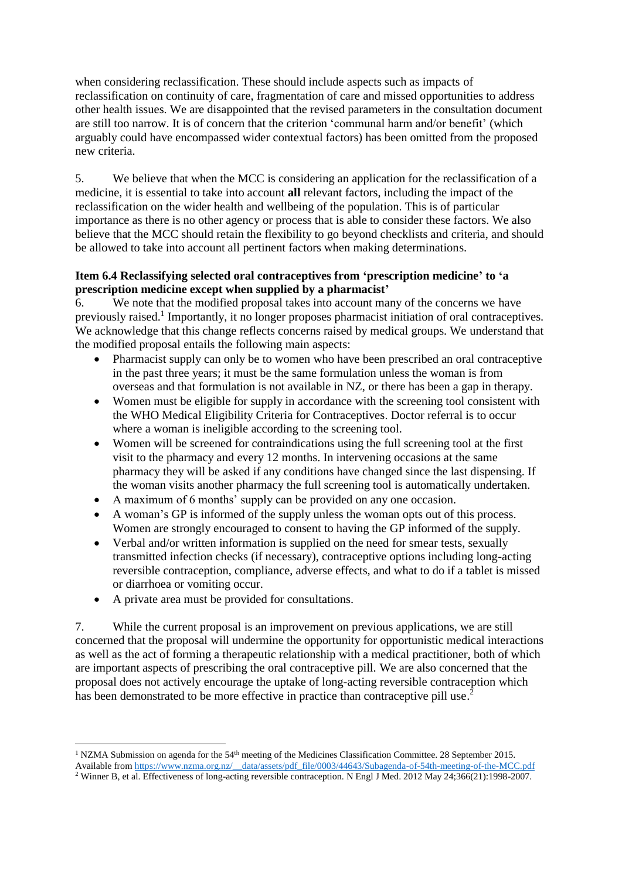when considering reclassification. These should include aspects such as impacts of reclassification on continuity of care, fragmentation of care and missed opportunities to address other health issues. We are disappointed that the revised parameters in the consultation document are still too narrow. It is of concern that the criterion 'communal harm and/or benefit' (which arguably could have encompassed wider contextual factors) has been omitted from the proposed new criteria.

5. We believe that when the MCC is considering an application for the reclassification of a medicine, it is essential to take into account **all** relevant factors, including the impact of the reclassification on the wider health and wellbeing of the population. This is of particular importance as there is no other agency or process that is able to consider these factors. We also believe that the MCC should retain the flexibility to go beyond checklists and criteria, and should be allowed to take into account all pertinent factors when making determinations.

**Item 6.4 Reclassifying selected oral contraceptives from 'prescription medicine' to 'a prescription medicine except when supplied by a pharmacist'**

6. We note that the modified proposal takes into account many of the concerns we have previously raised.[1] Importantly, it no longer proposes pharmacist initiation of oral contraceptives. We acknowledge that this change reflects concerns raised by medical groups. We understand that the modified proposal entails the following main aspects:

- Pharmacist supply can only be to women who have been prescribed an oral contraceptive in the past three years; it must be the same formulation unless the woman is from overseas and that formulation is not available in NZ, or there has been a gap in therapy.
- Women must be eligible for supply in accordance with the screening tool consistent with the WHO Medical Eligibility Criteria for Contraceptives. Doctor referral is to occur where a woman is ineligible according to the screening tool.
- Women will be screened for contraindications using the full screening tool at the first visit to the pharmacy and every 12 months. In intervening occasions at the same pharmacy they will be asked if any conditions have changed since the last dispensing. If the woman visits another pharmacy the full screening tool is automatically undertaken.
- A maximum of 6 months' supply can be provided on any one occasion.
- A woman's GP is informed of the supply unless the woman opts out of this process. Women are strongly encouraged to consent to having the GP informed of the supply.
- Verbal and/or written information is supplied on the need for smear tests, sexually transmitted infection checks (if necessary), contraceptive options including long-acting reversible contraception, compliance, adverse effects, and what to do if a tablet is missed or diarrhoea or vomiting occur.
- A private area must be provided for consultations.

7. While the current proposal is an improvement on previous applications, we are still concerned that the proposal will undermine the opportunity for opportunistic medical interactions as well as the act of forming a therapeutic relationship with a medical practitioner, both of which are important aspects of prescribing the oral contraceptive pill. We are also concerned that the proposal does not actively encourage the uptake of long-acting reversible contraception which has been demonstrated to be more effective in practice than contraceptive pill use.[2]

---

[1] NZMA Submission on agenda for the 54th meeting of the Medicines Classification Committee. 28 September 2015. Available from https://www.nzma.org.nz/__data/assets/pdf_file/0003/44643/Subagenda-of-54th-meeting-of-the-MCC.pdf

[2] Winner B, et al. Effectiveness of long-acting reversible contraception. N Engl J Med. 2012 May 24;366(21):1998-2007.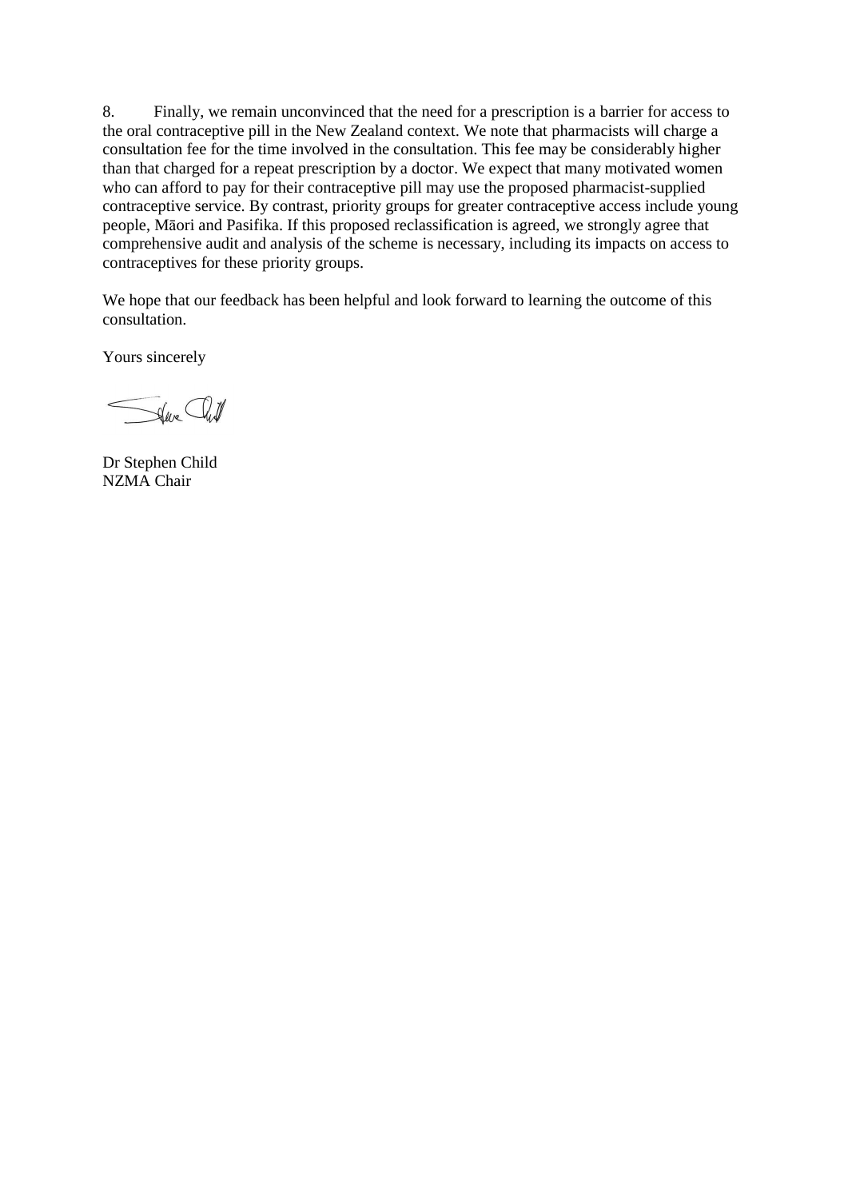8. Finally, we remain unconvinced that the need for a prescription is a barrier for access to the oral contraceptive pill in the New Zealand context. We note that pharmacists will charge a consultation fee for the time involved in the consultation. This fee may be considerably higher than that charged for a repeat prescription by a doctor. We expect that many motivated women who can afford to pay for their contraceptive pill may use the proposed pharmacist-supplied contraceptive service. By contrast, priority groups for greater contraceptive access include young people, Māori and Pasifika. If this proposed reclassification is agreed, we strongly agree that comprehensive audit and analysis of the scheme is necessary, including its impacts on access to contraceptives for these priority groups.

We hope that our feedback has been helpful and look forward to learning the outcome of this consultation.

Yours sincerely

Dr Stephen Child
NZMA Chair